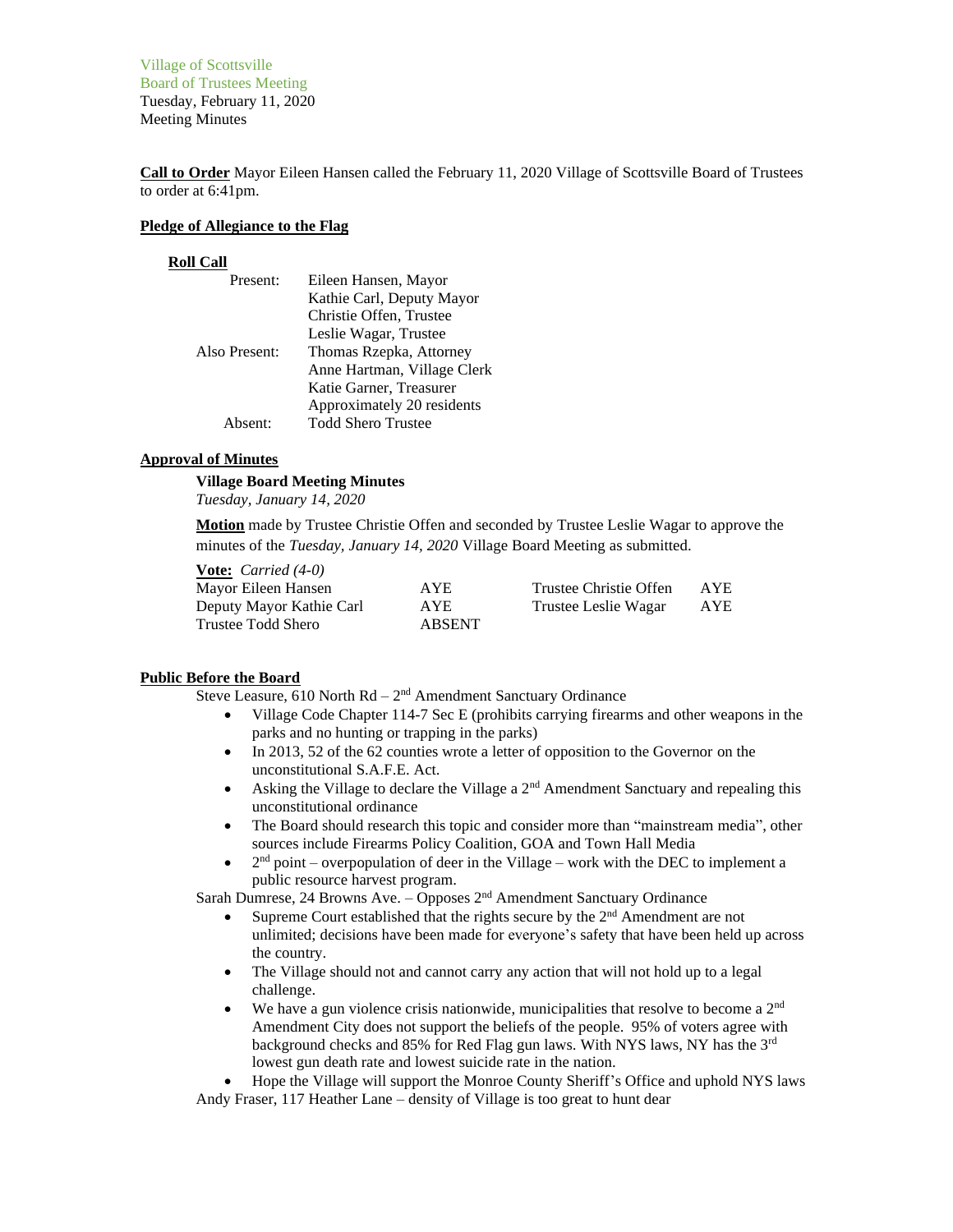Village of Scottsville
Board of Trustees Meeting
Tuesday, February 11, 2020
Meeting Minutes

**Call to Order** Mayor Eileen Hansen called the February 11, 2020 Village of Scottsville Board of Trustees to order at 6:41pm.

**Pledge of Allegiance to the Flag**

**Roll Call**

| | |
|---|---|
| Present: | Eileen Hansen, Mayor |
| | Kathie Carl, Deputy Mayor |
| | Christie Offen, Trustee |
| | Leslie Wagar, Trustee |
| Also Present: | Thomas Rzepka, Attorney |
| | Anne Hartman, Village Clerk |
| | Katie Garner, Treasurer |
| | Approximately 20 residents |
| Absent: | Todd Shero Trustee |

**Approval of Minutes**

**Village Board Meeting Minutes**
*Tuesday, January 14, 2020*

**Motion** made by Trustee Christie Offen and seconded by Trustee Leslie Wagar to approve the minutes of the *Tuesday, January 14, 2020* Village Board Meeting as submitted.

**Vote:** *Carried (4-0)*

| | | | |
|---|---|---|---|
| Mayor Eileen Hansen | AYE | Trustee Christie Offen | AYE |
| Deputy Mayor Kathie Carl | AYE | Trustee Leslie Wagar | AYE |
| Trustee Todd Shero | ABSENT | | |

**Public Before the Board**

Steve Leasure, 610 North Rd – 2nd Amendment Sanctuary Ordinance

- Village Code Chapter 114-7 Sec E (prohibits carrying firearms and other weapons in the parks and no hunting or trapping in the parks)
- In 2013, 52 of the 62 counties wrote a letter of opposition to the Governor on the unconstitutional S.A.F.E. Act.
- Asking the Village to declare the Village a 2nd Amendment Sanctuary and repealing this unconstitutional ordinance
- The Board should research this topic and consider more than "mainstream media", other sources include Firearms Policy Coalition, GOA and Town Hall Media
- 2nd point – overpopulation of deer in the Village – work with the DEC to implement a public resource harvest program.

Sarah Dumrese, 24 Browns Ave. – Opposes 2nd Amendment Sanctuary Ordinance

- Supreme Court established that the rights secure by the 2nd Amendment are not unlimited; decisions have been made for everyone's safety that have been held up across the country.
- The Village should not and cannot carry any action that will not hold up to a legal challenge.
- We have a gun violence crisis nationwide, municipalities that resolve to become a 2nd Amendment City does not support the beliefs of the people. 95% of voters agree with background checks and 85% for Red Flag gun laws. With NYS laws, NY has the 3rd lowest gun death rate and lowest suicide rate in the nation.
- Hope the Village will support the Monroe County Sheriff's Office and uphold NYS laws

Andy Fraser, 117 Heather Lane – density of Village is too great to hunt dear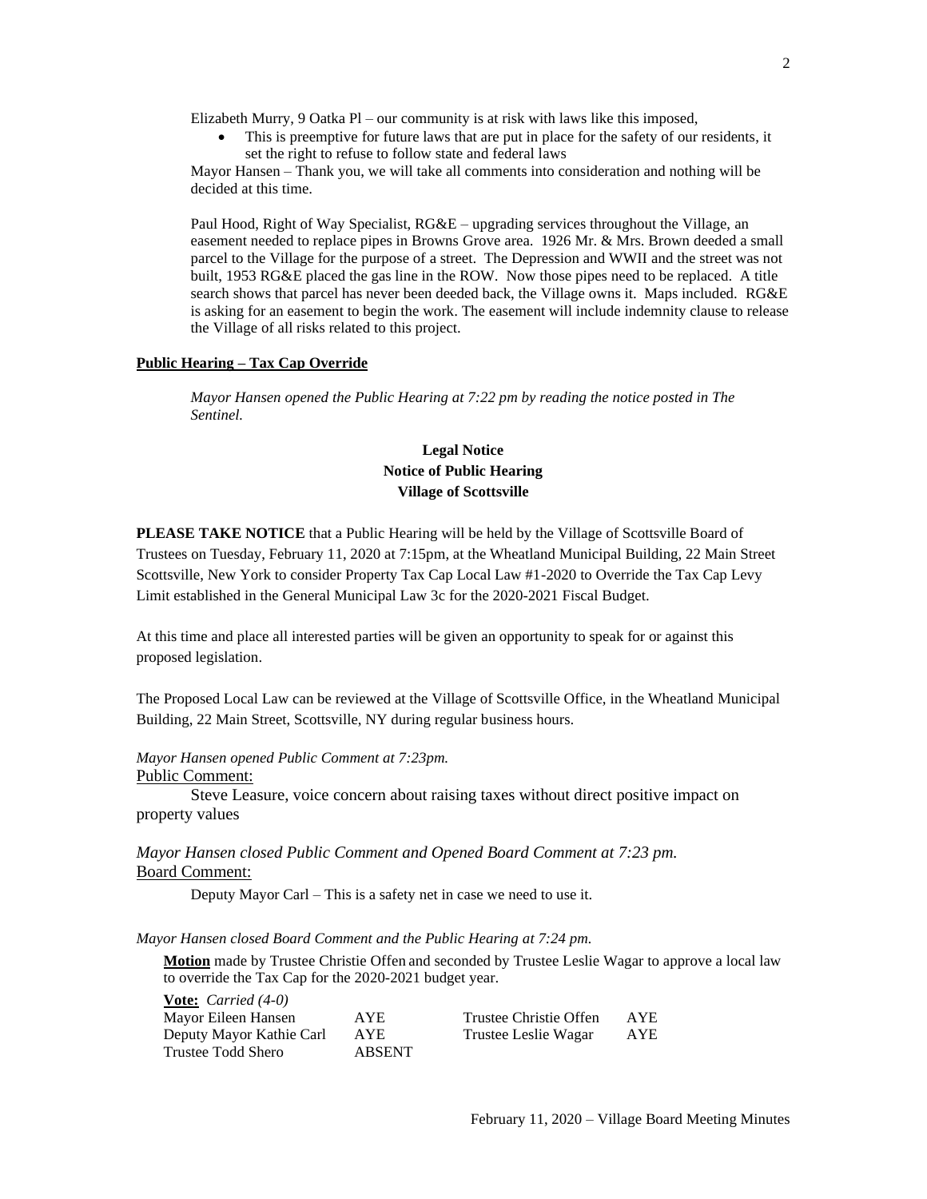Elizabeth Murry, 9 Oatka Pl – our community is at risk with laws like this imposed,

- This is preemptive for future laws that are put in place for the safety of our residents, it set the right to refuse to follow state and federal laws

Mayor Hansen – Thank you, we will take all comments into consideration and nothing will be decided at this time.

Paul Hood, Right of Way Specialist, RG&E – upgrading services throughout the Village, an easement needed to replace pipes in Browns Grove area. 1926 Mr. & Mrs. Brown deeded a small parcel to the Village for the purpose of a street. The Depression and WWII and the street was not built, 1953 RG&E placed the gas line in the ROW. Now those pipes need to be replaced. A title search shows that parcel has never been deeded back, the Village owns it. Maps included. RG&E is asking for an easement to begin the work. The easement will include indemnity clause to release the Village of all risks related to this project.

**Public Hearing – Tax Cap Override**

*Mayor Hansen opened the Public Hearing at 7:22 pm by reading the notice posted in The Sentinel.*

**Legal Notice**
**Notice of Public Hearing**
**Village of Scottsville**

**PLEASE TAKE NOTICE** that a Public Hearing will be held by the Village of Scottsville Board of Trustees on Tuesday, February 11, 2020 at 7:15pm, at the Wheatland Municipal Building, 22 Main Street Scottsville, New York to consider Property Tax Cap Local Law #1-2020 to Override the Tax Cap Levy Limit established in the General Municipal Law 3c for the 2020-2021 Fiscal Budget.

At this time and place all interested parties will be given an opportunity to speak for or against this proposed legislation.

The Proposed Local Law can be reviewed at the Village of Scottsville Office, in the Wheatland Municipal Building, 22 Main Street, Scottsville, NY during regular business hours.

*Mayor Hansen opened Public Comment at 7:23pm.*

Public Comment:

Steve Leasure, voice concern about raising taxes without direct positive impact on property values

*Mayor Hansen closed Public Comment and Opened Board Comment at 7:23 pm.*

Board Comment:

Deputy Mayor Carl – This is a safety net in case we need to use it.

*Mayor Hansen closed Board Comment and the Public Hearing at 7:24 pm.*

**Motion** made by Trustee Christie Offen and seconded by Trustee Leslie Wagar to approve a local law to override the Tax Cap for the 2020-2021 budget year.

**Vote:** *Carried (4-0)*

| | | | |
|---|---|---|---|
| Mayor Eileen Hansen | AYE | Trustee Christie Offen | AYE |
| Deputy Mayor Kathie Carl | AYE | Trustee Leslie Wagar | AYE |
| Trustee Todd Shero | ABSENT | | |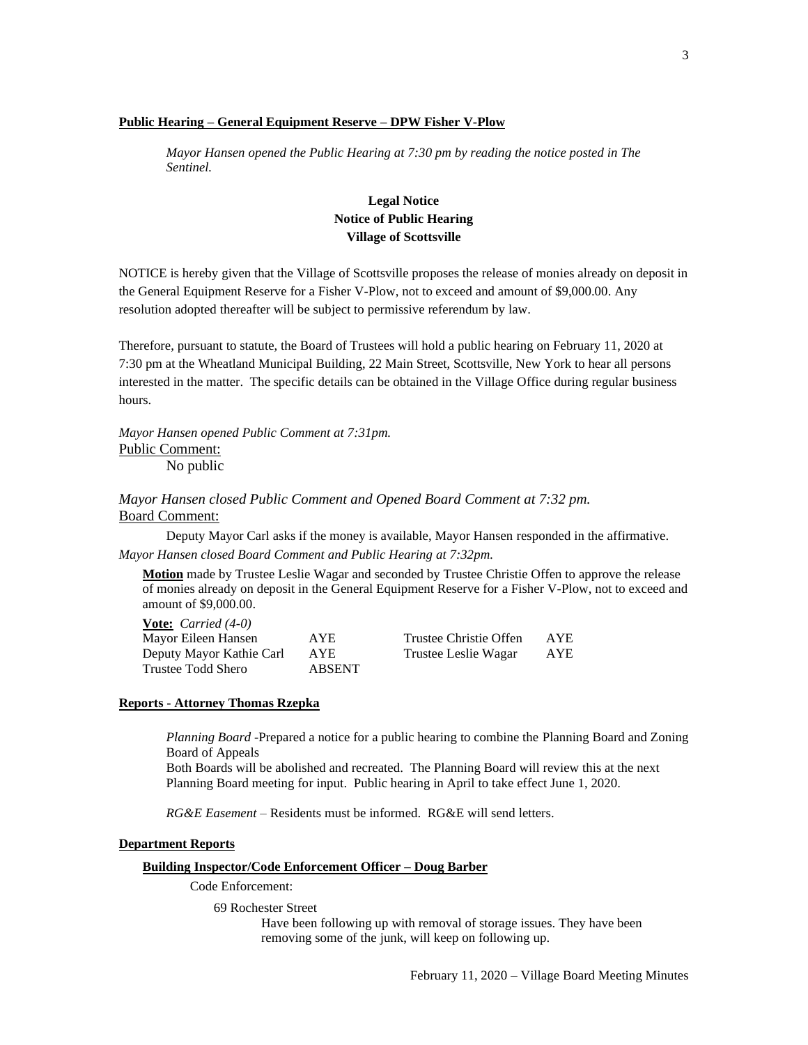**Public Hearing – General Equipment Reserve – DPW Fisher V-Plow**

*Mayor Hansen opened the Public Hearing at 7:30 pm by reading the notice posted in The Sentinel.*

**Legal Notice**
**Notice of Public Hearing**
**Village of Scottsville**

NOTICE is hereby given that the Village of Scottsville proposes the release of monies already on deposit in the General Equipment Reserve for a Fisher V-Plow, not to exceed and amount of $9,000.00. Any resolution adopted thereafter will be subject to permissive referendum by law.

Therefore, pursuant to statute, the Board of Trustees will hold a public hearing on February 11, 2020 at 7:30 pm at the Wheatland Municipal Building, 22 Main Street, Scottsville, New York to hear all persons interested in the matter. The specific details can be obtained in the Village Office during regular business hours.

*Mayor Hansen opened Public Comment at 7:31pm.*

Public Comment:

No public

*Mayor Hansen closed Public Comment and Opened Board Comment at 7:32 pm.*

Board Comment:

Deputy Mayor Carl asks if the money is available, Mayor Hansen responded in the affirmative.

*Mayor Hansen closed Board Comment and Public Hearing at 7:32pm.*

**Motion** made by Trustee Leslie Wagar and seconded by Trustee Christie Offen to approve the release of monies already on deposit in the General Equipment Reserve for a Fisher V-Plow, not to exceed and amount of $9,000.00.

**Vote:** *Carried (4-0)*

| | | | |
|---|---|---|---|
| Mayor Eileen Hansen | AYE | Trustee Christie Offen | AYE |
| Deputy Mayor Kathie Carl | AYE | Trustee Leslie Wagar | AYE |
| Trustee Todd Shero | ABSENT | | |

**Reports - Attorney Thomas Rzepka**

*Planning Board* -Prepared a notice for a public hearing to combine the Planning Board and Zoning Board of Appeals

Both Boards will be abolished and recreated. The Planning Board will review this at the next Planning Board meeting for input. Public hearing in April to take effect June 1, 2020.

*RG&E Easement* – Residents must be informed. RG&E will send letters.

**Department Reports**

**Building Inspector/Code Enforcement Officer – Doug Barber**

Code Enforcement:

69 Rochester Street

Have been following up with removal of storage issues. They have been removing some of the junk, will keep on following up.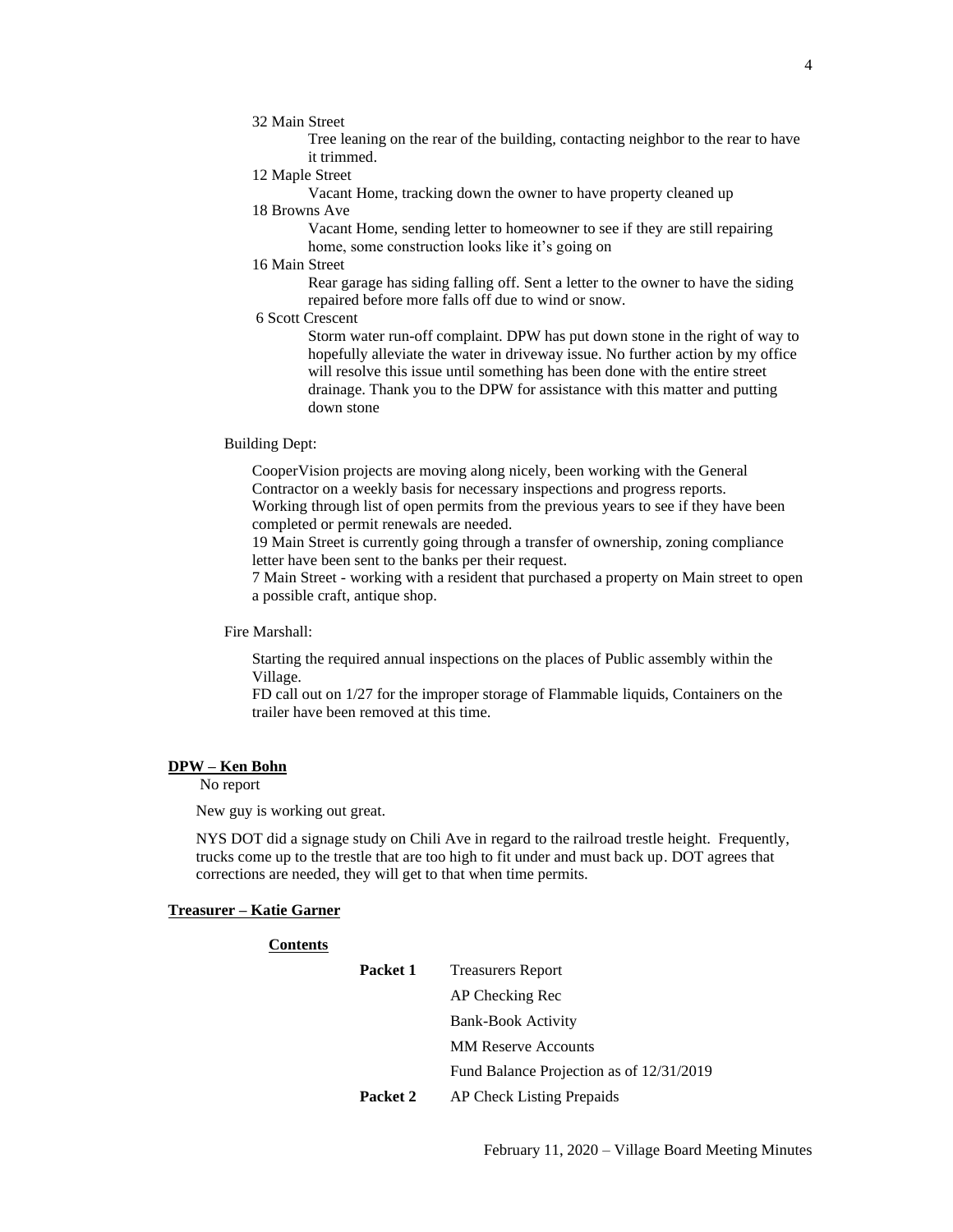32 Main Street

Tree leaning on the rear of the building, contacting neighbor to the rear to have it trimmed.

12 Maple Street

Vacant Home, tracking down the owner to have property cleaned up

18 Browns Ave

Vacant Home, sending letter to homeowner to see if they are still repairing home, some construction looks like it's going on

16 Main Street

Rear garage has siding falling off. Sent a letter to the owner to have the siding repaired before more falls off due to wind or snow.

6 Scott Crescent

Storm water run-off complaint. DPW has put down stone in the right of way to hopefully alleviate the water in driveway issue. No further action by my office will resolve this issue until something has been done with the entire street drainage. Thank you to the DPW for assistance with this matter and putting down stone

Building Dept:

CooperVision projects are moving along nicely, been working with the General Contractor on a weekly basis for necessary inspections and progress reports.
Working through list of open permits from the previous years to see if they have been completed or permit renewals are needed.
19 Main Street is currently going through a transfer of ownership, zoning compliance letter have been sent to the banks per their request.
7 Main Street - working with a resident that purchased a property on Main street to open a possible craft, antique shop.

Fire Marshall:

Starting the required annual inspections on the places of Public assembly within the Village.
FD call out on 1/27 for the improper storage of Flammable liquids, Containers on the trailer have been removed at this time.

**DPW – Ken Bohn**

No report

New guy is working out great.

NYS DOT did a signage study on Chili Ave in regard to the railroad trestle height. Frequently, trucks come up to the trestle that are too high to fit under and must back up. DOT agrees that corrections are needed, they will get to that when time permits.

**Treasurer – Katie Garner**

**Contents**

| | |
|---|---|
| **Packet 1** | Treasurers Report |
| | AP Checking Rec |
| | Bank-Book Activity |
| | MM Reserve Accounts |
| | Fund Balance Projection as of 12/31/2019 |
| **Packet 2** | AP Check Listing Prepaids |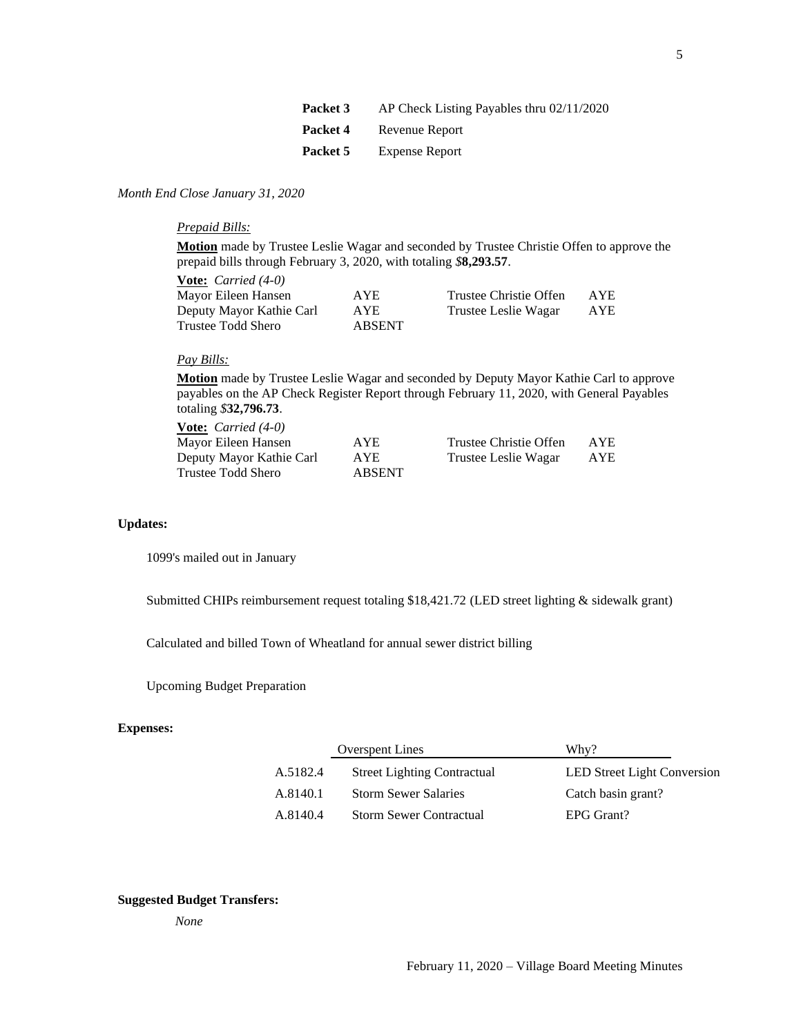| | |
|---|---|
| **Packet 3** | AP Check Listing Payables thru 02/11/2020 |
| **Packet 4** | Revenue Report |
| **Packet 5** | Expense Report |

*Month End Close January 31, 2020*

*Prepaid Bills:*

**Motion** made by Trustee Leslie Wagar and seconded by Trustee Christie Offen to approve the prepaid bills through February 3, 2020, with totaling *$***8,293.57**.

**Vote:** *Carried (4-0)*

| | | | |
|---|---|---|---|
| Mayor Eileen Hansen | AYE | Trustee Christie Offen | AYE |
| Deputy Mayor Kathie Carl | AYE | Trustee Leslie Wagar | AYE |
| Trustee Todd Shero | ABSENT | | |

*Pay Bills:*

**Motion** made by Trustee Leslie Wagar and seconded by Deputy Mayor Kathie Carl to approve payables on the AP Check Register Report through February 11, 2020, with General Payables totaling *$***32,796.73**.

**Vote:** *Carried (4-0)*

| | | | |
|---|---|---|---|
| Mayor Eileen Hansen | AYE | Trustee Christie Offen | AYE |
| Deputy Mayor Kathie Carl | AYE | Trustee Leslie Wagar | AYE |
| Trustee Todd Shero | ABSENT | | |

**Updates:**

1099's mailed out in January

Submitted CHIPs reimbursement request totaling $18,421.72 (LED street lighting & sidewalk grant)

Calculated and billed Town of Wheatland for annual sewer district billing

Upcoming Budget Preparation

**Expenses:**

| | Overspent Lines | Why? |
|---|---|---|
| A.5182.4 | Street Lighting Contractual | LED Street Light Conversion |
| A.8140.1 | Storm Sewer Salaries | Catch basin grant? |
| A.8140.4 | Storm Sewer Contractual | EPG Grant? |

**Suggested Budget Transfers:**

*None*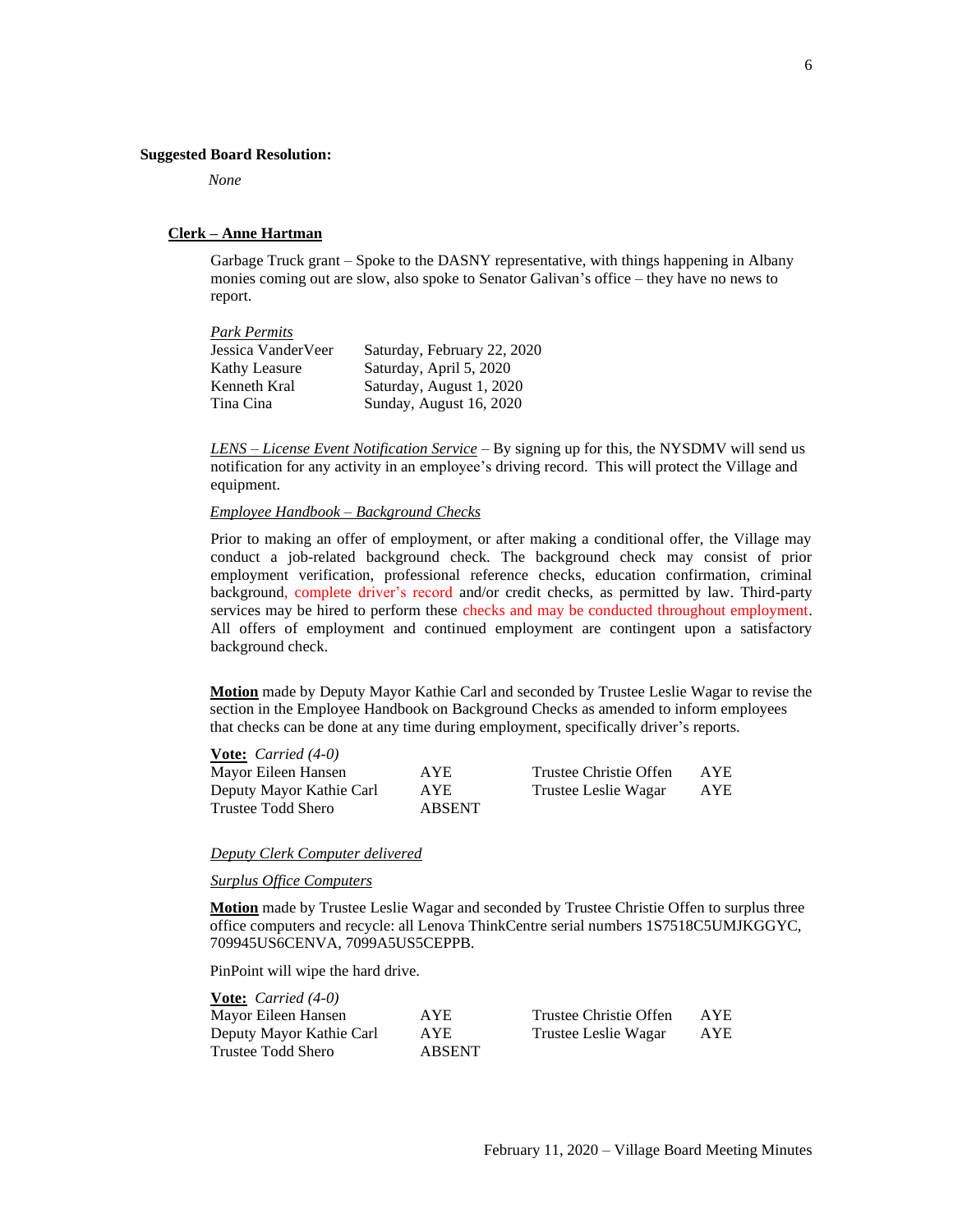**Suggested Board Resolution:**

*None*

## Clerk – Anne Hartman

Garbage Truck grant – Spoke to the DASNY representative, with things happening in Albany monies coming out are slow, also spoke to Senator Galivan's office – they have no news to report.

*Park Permits*

| | |
|---|---|
| Jessica VanderVeer | Saturday, February 22, 2020 |
| Kathy Leasure | Saturday, April 5, 2020 |
| Kenneth Kral | Saturday, August 1, 2020 |
| Tina Cina | Sunday, August 16, 2020 |

*LENS – License Event Notification Service* – By signing up for this, the NYSDMV will send us notification for any activity in an employee's driving record. This will protect the Village and equipment.

*Employee Handbook – Background Checks*

Prior to making an offer of employment, or after making a conditional offer, the Village may conduct a job-related background check. The background check may consist of prior employment verification, professional reference checks, education confirmation, criminal background, complete driver's record and/or credit checks, as permitted by law. Third-party services may be hired to perform these checks and may be conducted throughout employment. All offers of employment and continued employment are contingent upon a satisfactory background check.

**Motion** made by Deputy Mayor Kathie Carl and seconded by Trustee Leslie Wagar to revise the section in the Employee Handbook on Background Checks as amended to inform employees that checks can be done at any time during employment, specifically driver's reports.

**Vote:** *Carried (4-0)*

| | | | |
|---|---|---|---|
| Mayor Eileen Hansen | AYE | Trustee Christie Offen | AYE |
| Deputy Mayor Kathie Carl | AYE | Trustee Leslie Wagar | AYE |
| Trustee Todd Shero | ABSENT | | |

*Deputy Clerk Computer delivered*

*Surplus Office Computers*

**Motion** made by Trustee Leslie Wagar and seconded by Trustee Christie Offen to surplus three office computers and recycle: all Lenova ThinkCentre serial numbers 1S7518C5UMJKGGYC, 709945US6CENVA, 7099A5US5CEPPB.

PinPoint will wipe the hard drive.

**Vote:** *Carried (4-0)*

| | | | |
|---|---|---|---|
| Mayor Eileen Hansen | AYE | Trustee Christie Offen | AYE |
| Deputy Mayor Kathie Carl | AYE | Trustee Leslie Wagar | AYE |
| Trustee Todd Shero | ABSENT | | |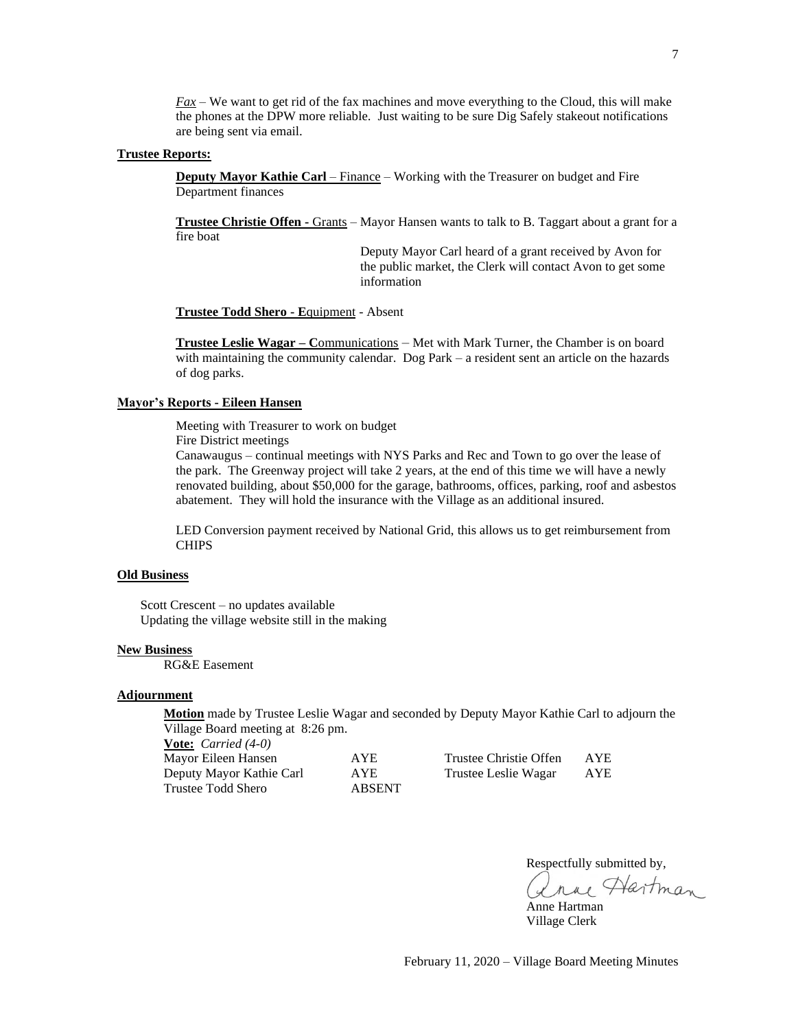*Fax* – We want to get rid of the fax machines and move everything to the Cloud, this will make the phones at the DPW more reliable. Just waiting to be sure Dig Safely stakeout notifications are being sent via email.

**Trustee Reports:**

**Deputy Mayor Kathie Carl** – Finance – Working with the Treasurer on budget and Fire Department finances

**Trustee Christie Offen** - Grants – Mayor Hansen wants to talk to B. Taggart about a grant for a fire boat

Deputy Mayor Carl heard of a grant received by Avon for the public market, the Clerk will contact Avon to get some information

**Trustee Todd Shero - E**quipment - Absent

**Trustee Leslie Wagar – C**ommunications – Met with Mark Turner, the Chamber is on board with maintaining the community calendar. Dog Park – a resident sent an article on the hazards of dog parks.

**Mayor's Reports - Eileen Hansen**

Meeting with Treasurer to work on budget
Fire District meetings
Canawaugus – continual meetings with NYS Parks and Rec and Town to go over the lease of the park. The Greenway project will take 2 years, at the end of this time we will have a newly renovated building, about $50,000 for the garage, bathrooms, offices, parking, roof and asbestos abatement. They will hold the insurance with the Village as an additional insured.

LED Conversion payment received by National Grid, this allows us to get reimbursement from CHIPS

**Old Business**

Scott Crescent – no updates available
Updating the village website still in the making

**New Business**

RG&E Easement

**Adjournment**

**Motion** made by Trustee Leslie Wagar and seconded by Deputy Mayor Kathie Carl to adjourn the Village Board meeting at 8:26 pm.

**Vote:** *Carried (4-0)*

| | | | |
|---|---|---|---|
| Mayor Eileen Hansen | AYE | Trustee Christie Offen | AYE |
| Deputy Mayor Kathie Carl | AYE | Trustee Leslie Wagar | AYE |
| Trustee Todd Shero | ABSENT | | |

Respectfully submitted by,

Anne Hartman
Anne Hartman
Village Clerk

February 11, 2020 – Village Board Meeting Minutes